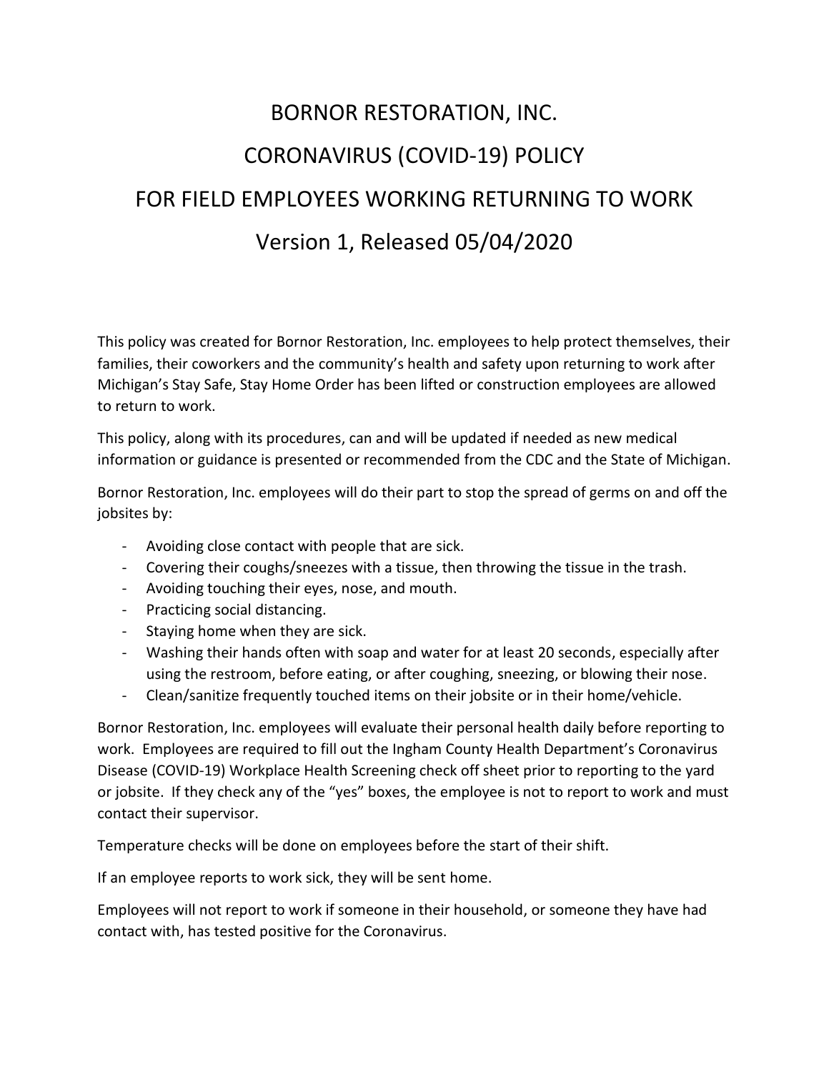# BORNOR RESTORATION, INC.
# CORONAVIRUS (COVID-19) POLICY
# FOR FIELD EMPLOYEES WORKING RETURNING TO WORK
# Version 1, Released 05/04/2020

This policy was created for Bornor Restoration, Inc. employees to help protect themselves, their families, their coworkers and the community's health and safety upon returning to work after Michigan's Stay Safe, Stay Home Order has been lifted or construction employees are allowed to return to work.

This policy, along with its procedures, can and will be updated if needed as new medical information or guidance is presented or recommended from the CDC and the State of Michigan.

Bornor Restoration, Inc. employees will do their part to stop the spread of germs on and off the jobsites by:

- Avoiding close contact with people that are sick.
- Covering their coughs/sneezes with a tissue, then throwing the tissue in the trash.
- Avoiding touching their eyes, nose, and mouth.
- Practicing social distancing.
- Staying home when they are sick.
- Washing their hands often with soap and water for at least 20 seconds, especially after using the restroom, before eating, or after coughing, sneezing, or blowing their nose.
- Clean/sanitize frequently touched items on their jobsite or in their home/vehicle.

Bornor Restoration, Inc. employees will evaluate their personal health daily before reporting to work. Employees are required to fill out the Ingham County Health Department's Coronavirus Disease (COVID-19) Workplace Health Screening check off sheet prior to reporting to the yard or jobsite. If they check any of the "yes" boxes, the employee is not to report to work and must contact their supervisor.

Temperature checks will be done on employees before the start of their shift.

If an employee reports to work sick, they will be sent home.

Employees will not report to work if someone in their household, or someone they have had contact with, has tested positive for the Coronavirus.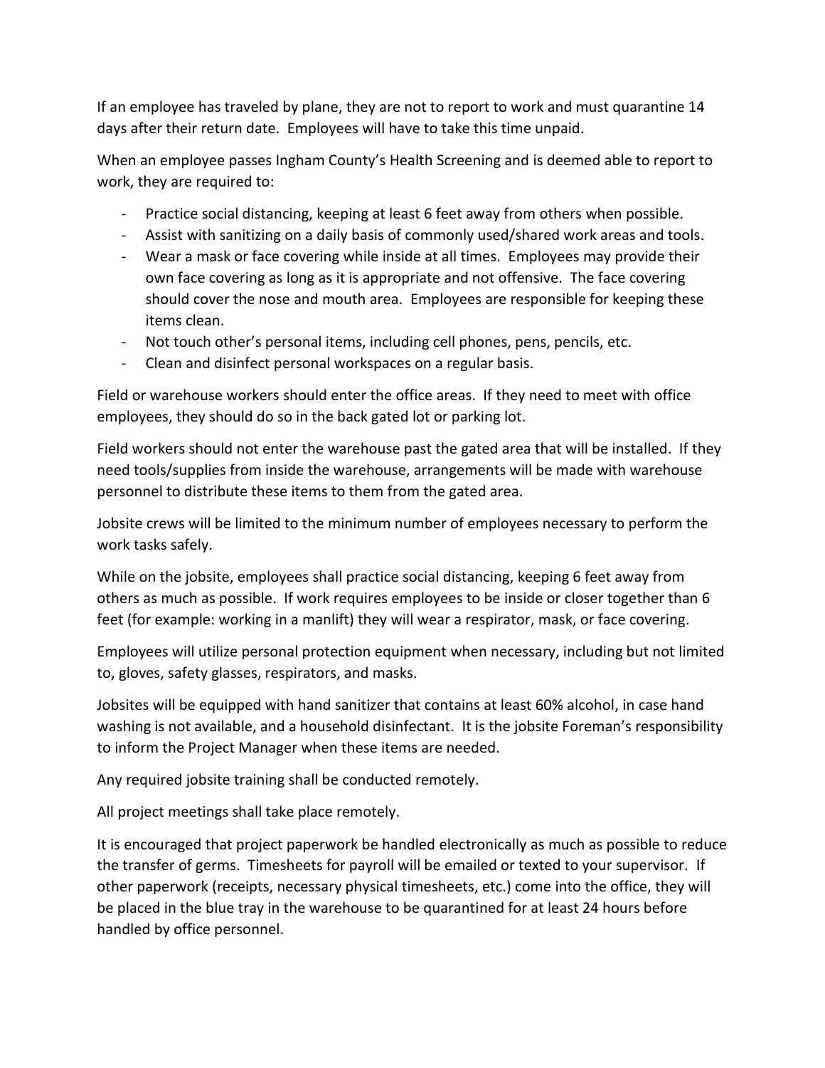If an employee has traveled by plane, they are not to report to work and must quarantine 14 days after their return date. Employees will have to take this time unpaid.

When an employee passes Ingham County's Health Screening and is deemed able to report to work, they are required to:

- Practice social distancing, keeping at least 6 feet away from others when possible.
- Assist with sanitizing on a daily basis of commonly used/shared work areas and tools.
- Wear a mask or face covering while inside at all times. Employees may provide their own face covering as long as it is appropriate and not offensive. The face covering should cover the nose and mouth area. Employees are responsible for keeping these items clean.
- Not touch other's personal items, including cell phones, pens, pencils, etc.
- Clean and disinfect personal workspaces on a regular basis.

Field or warehouse workers should enter the office areas. If they need to meet with office employees, they should do so in the back gated lot or parking lot.

Field workers should not enter the warehouse past the gated area that will be installed. If they need tools/supplies from inside the warehouse, arrangements will be made with warehouse personnel to distribute these items to them from the gated area.

Jobsite crews will be limited to the minimum number of employees necessary to perform the work tasks safely.

While on the jobsite, employees shall practice social distancing, keeping 6 feet away from others as much as possible. If work requires employees to be inside or closer together than 6 feet (for example: working in a manlift) they will wear a respirator, mask, or face covering.

Employees will utilize personal protection equipment when necessary, including but not limited to, gloves, safety glasses, respirators, and masks.

Jobsites will be equipped with hand sanitizer that contains at least 60% alcohol, in case hand washing is not available, and a household disinfectant. It is the jobsite Foreman's responsibility to inform the Project Manager when these items are needed.

Any required jobsite training shall be conducted remotely.

All project meetings shall take place remotely.

It is encouraged that project paperwork be handled electronically as much as possible to reduce the transfer of germs. Timesheets for payroll will be emailed or texted to your supervisor. If other paperwork (receipts, necessary physical timesheets, etc.) come into the office, they will be placed in the blue tray in the warehouse to be quarantined for at least 24 hours before handled by office personnel.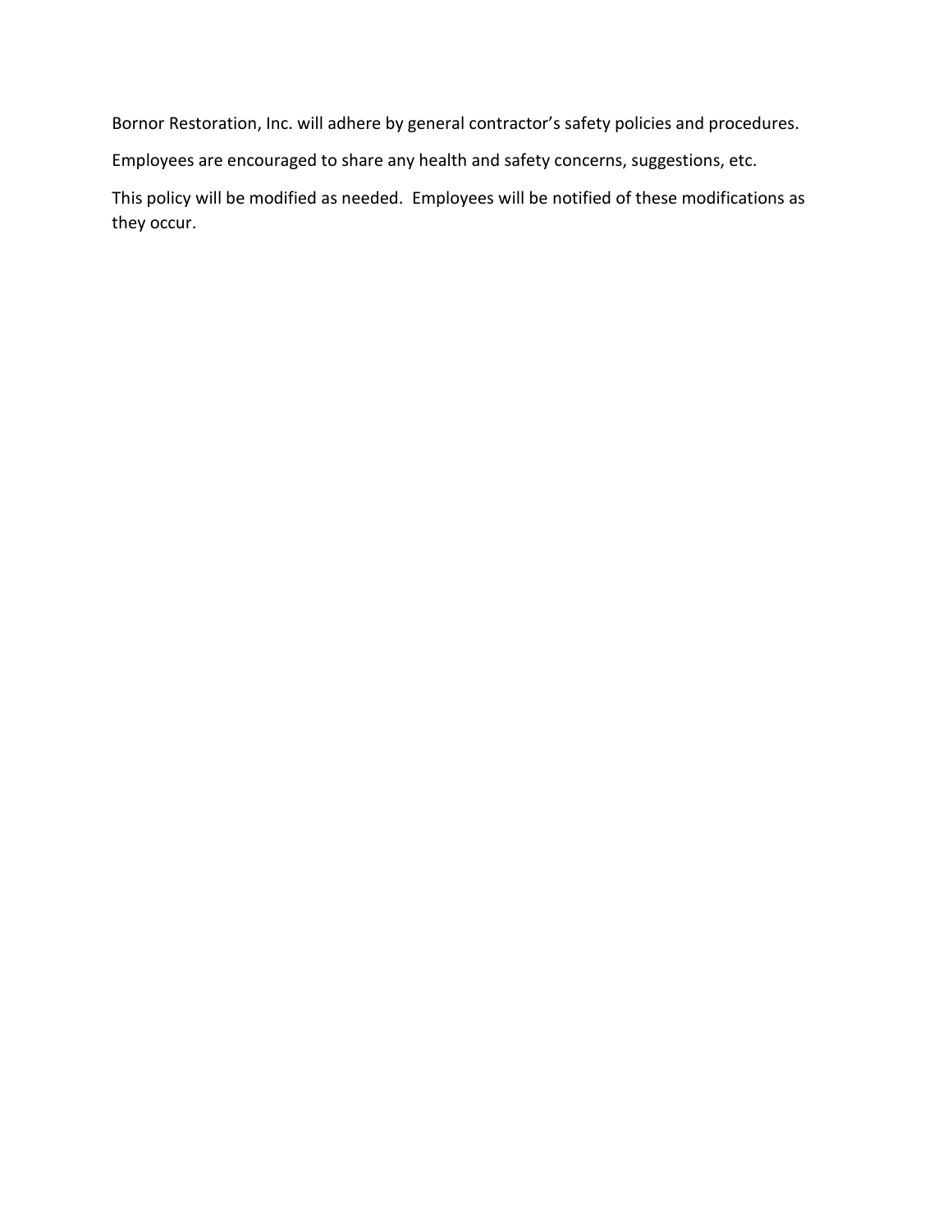Bornor Restoration, Inc. will adhere by general contractor's safety policies and procedures.

Employees are encouraged to share any health and safety concerns, suggestions, etc.

This policy will be modified as needed. Employees will be notified of these modifications as they occur.